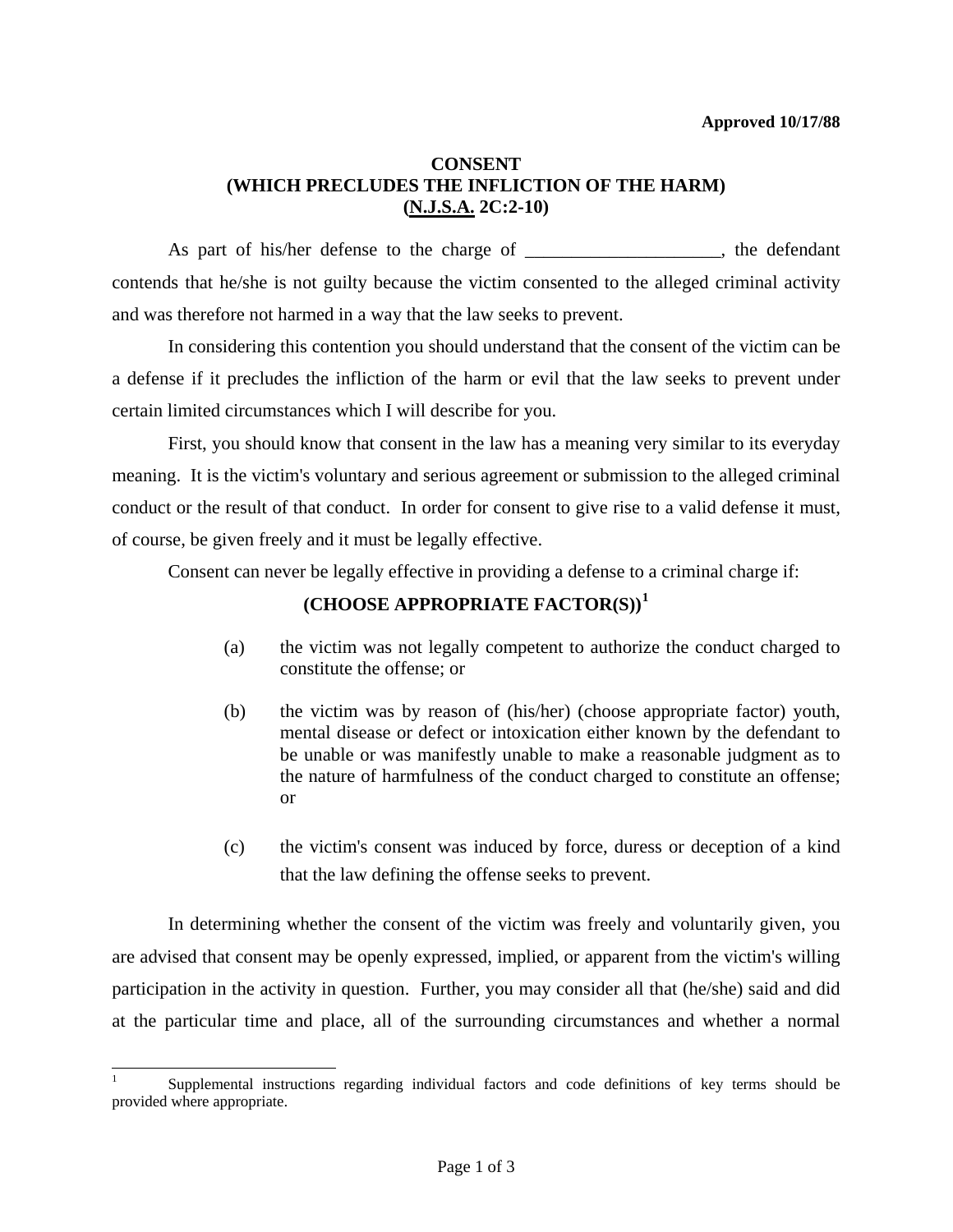Approved 10/17/88

# CONSENT
## (WHICH PRECLUDES THE INFLICTION OF THE HARM)
## (N.J.S.A. 2C:2-10)

As part of his/her defense to the charge of _____________________, the defendant contends that he/she is not guilty because the victim consented to the alleged criminal activity and was therefore not harmed in a way that the law seeks to prevent.

In considering this contention you should understand that the consent of the victim can be a defense if it precludes the infliction of the harm or evil that the law seeks to prevent under certain limited circumstances which I will describe for you.

First, you should know that consent in the law has a meaning very similar to its everyday meaning. It is the victim's voluntary and serious agreement or submission to the alleged criminal conduct or the result of that conduct. In order for consent to give rise to a valid defense it must, of course, be given freely and it must be legally effective.

Consent can never be legally effective in providing a defense to a criminal charge if:

**(CHOOSE APPROPRIATE FACTOR(S))**[1]

(a) the victim was not legally competent to authorize the conduct charged to constitute the offense; or

(b) the victim was by reason of (his/her) (choose appropriate factor) youth, mental disease or defect or intoxication either known by the defendant to be unable or was manifestly unable to make a reasonable judgment as to the nature of harmfulness of the conduct charged to constitute an offense; or

(c) the victim's consent was induced by force, duress or deception of a kind that the law defining the offense seeks to prevent.

In determining whether the consent of the victim was freely and voluntarily given, you are advised that consent may be openly expressed, implied, or apparent from the victim's willing participation in the activity in question. Further, you may consider all that (he/she) said and did at the particular time and place, all of the surrounding circumstances and whether a normal

---

[1] Supplemental instructions regarding individual factors and code definitions of key terms should be provided where appropriate.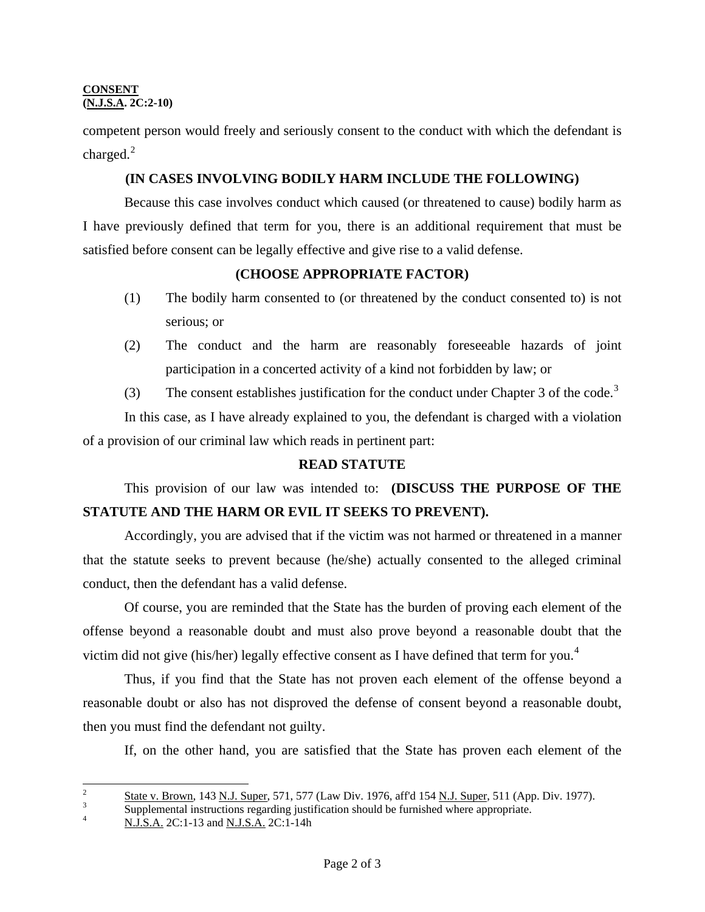competent person would freely and seriously consent to the conduct with which the defendant is charged.[2]

**(IN CASES INVOLVING BODILY HARM INCLUDE THE FOLLOWING)**

Because this case involves conduct which caused (or threatened to cause) bodily harm as I have previously defined that term for you, there is an additional requirement that must be satisfied before consent can be legally effective and give rise to a valid defense.

**(CHOOSE APPROPRIATE FACTOR)**

(1) The bodily harm consented to (or threatened by the conduct consented to) is not serious; or

(2) The conduct and the harm are reasonably foreseeable hazards of joint participation in a concerted activity of a kind not forbidden by law; or

(3) The consent establishes justification for the conduct under Chapter 3 of the code.[3]

In this case, as I have already explained to you, the defendant is charged with a violation of a provision of our criminal law which reads in pertinent part:

**READ STATUTE**

This provision of our law was intended to: **(DISCUSS THE PURPOSE OF THE STATUTE AND THE HARM OR EVIL IT SEEKS TO PREVENT).**

Accordingly, you are advised that if the victim was not harmed or threatened in a manner that the statute seeks to prevent because (he/she) actually consented to the alleged criminal conduct, then the defendant has a valid defense.

Of course, you are reminded that the State has the burden of proving each element of the offense beyond a reasonable doubt and must also prove beyond a reasonable doubt that the victim did not give (his/her) legally effective consent as I have defined that term for you.[4]

Thus, if you find that the State has not proven each element of the offense beyond a reasonable doubt or also has not disproved the defense of consent beyond a reasonable doubt, then you must find the defendant not guilty.

If, on the other hand, you are satisfied that the State has proven each element of the

---

[2] State v. Brown, 143 N.J. Super, 571, 577 (Law Div. 1976, aff'd 154 N.J. Super, 511 (App. Div. 1977).

[3] Supplemental instructions regarding justification should be furnished where appropriate.

[4] N.J.S.A. 2C:1-13 and N.J.S.A. 2C:1-14h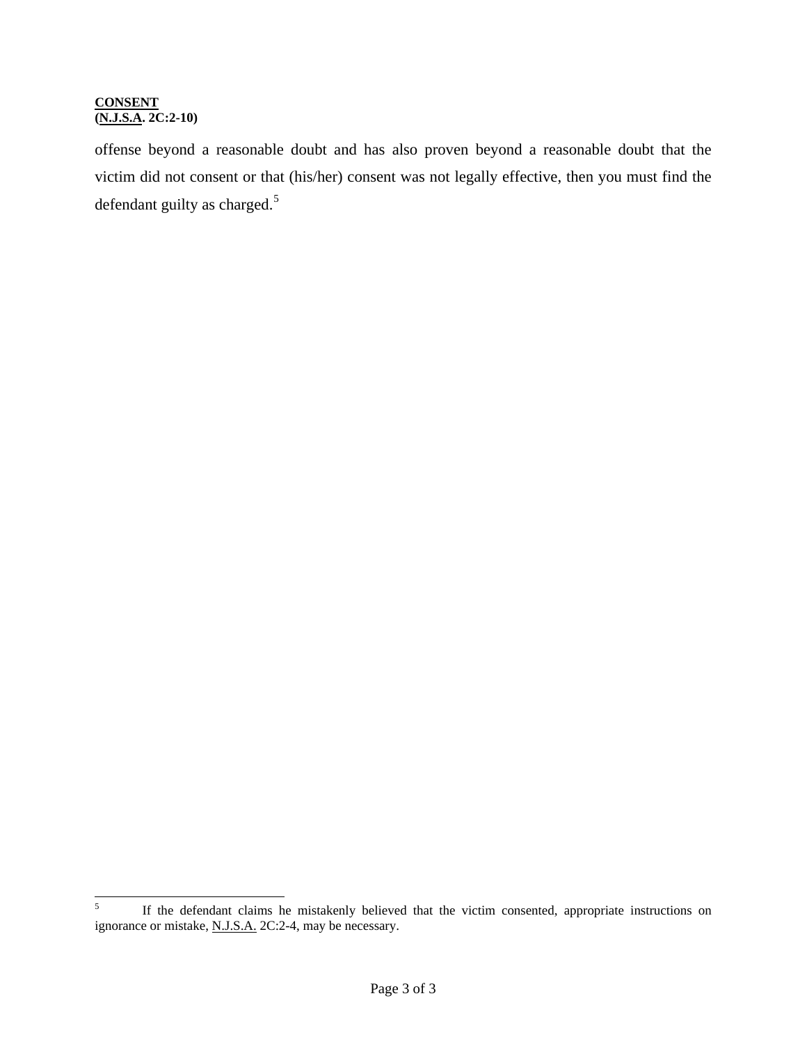offense beyond a reasonable doubt and has also proven beyond a reasonable doubt that the victim did not consent or that (his/her) consent was not legally effective, then you must find the defendant guilty as charged.[5]

---

[5] If the defendant claims he mistakenly believed that the victim consented, appropriate instructions on ignorance or mistake, N.J.S.A. 2C:2-4, may be necessary.